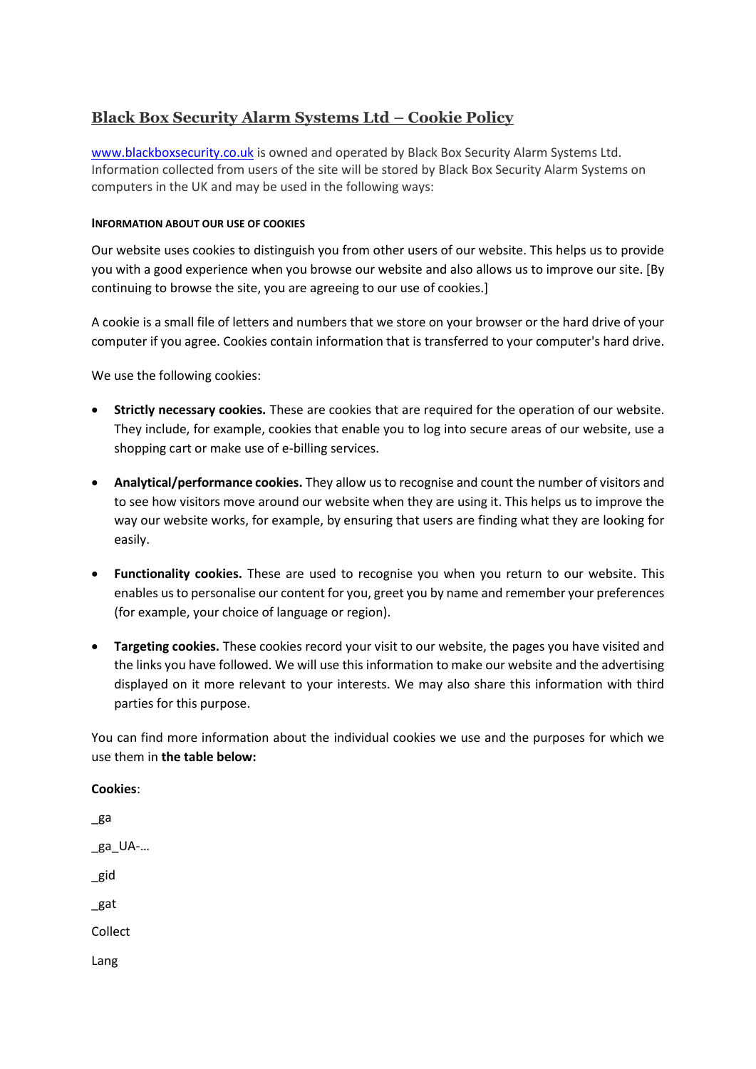# Black Box Security Alarm Systems Ltd – Cookie Policy

[www.blackboxsecurity.co.uk](http://www.blackboxsecurity.co.uk) is owned and operated by Black Box Security Alarm Systems Ltd. Information collected from users of the site will be stored by Black Box Security Alarm Systems on computers in the UK and may be used in the following ways:

##### INFORMATION ABOUT OUR USE OF COOKIES

Our website uses cookies to distinguish you from other users of our website. This helps us to provide you with a good experience when you browse our website and also allows us to improve our site. [By continuing to browse the site, you are agreeing to our use of cookies.]

A cookie is a small file of letters and numbers that we store on your browser or the hard drive of your computer if you agree. Cookies contain information that is transferred to your computer's hard drive.

We use the following cookies:

- **Strictly necessary cookies.** These are cookies that are required for the operation of our website. They include, for example, cookies that enable you to log into secure areas of our website, use a shopping cart or make use of e-billing services.
- **Analytical/performance cookies.** They allow us to recognise and count the number of visitors and to see how visitors move around our website when they are using it. This helps us to improve the way our website works, for example, by ensuring that users are finding what they are looking for easily.
- **Functionality cookies.** These are used to recognise you when you return to our website. This enables us to personalise our content for you, greet you by name and remember your preferences (for example, your choice of language or region).
- **Targeting cookies.** These cookies record your visit to our website, the pages you have visited and the links you have followed. We will use this information to make our website and the advertising displayed on it more relevant to your interests. We may also share this information with third parties for this purpose.

You can find more information about the individual cookies we use and the purposes for which we use them in **the table below:**

**Cookies**:

_ga

_ga_UA-…

_gid

_gat

Collect

Lang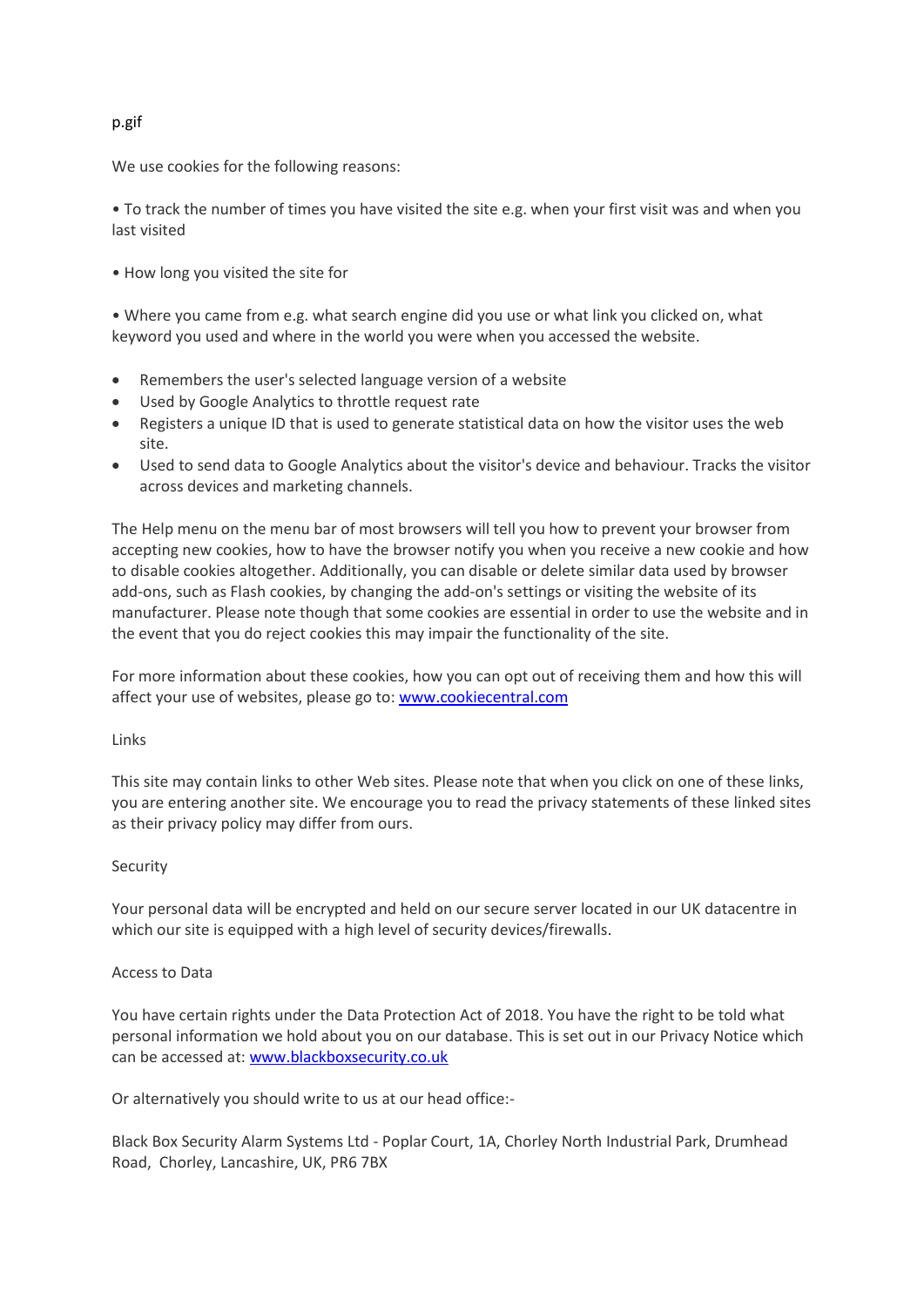p.gif

We use cookies for the following reasons:

• To track the number of times you have visited the site e.g. when your first visit was and when you last visited

• How long you visited the site for

• Where you came from e.g. what search engine did you use or what link you clicked on, what keyword you used and where in the world you were when you accessed the website.

- Remembers the user's selected language version of a website
- Used by Google Analytics to throttle request rate
- Registers a unique ID that is used to generate statistical data on how the visitor uses the web site.
- Used to send data to Google Analytics about the visitor's device and behaviour. Tracks the visitor across devices and marketing channels.

The Help menu on the menu bar of most browsers will tell you how to prevent your browser from accepting new cookies, how to have the browser notify you when you receive a new cookie and how to disable cookies altogether. Additionally, you can disable or delete similar data used by browser add-ons, such as Flash cookies, by changing the add-on's settings or visiting the website of its manufacturer. Please note though that some cookies are essential in order to use the website and in the event that you do reject cookies this may impair the functionality of the site.

For more information about these cookies, how you can opt out of receiving them and how this will affect your use of websites, please go to: [www.cookiecentral.com](http://www.cookiecentral.com)

Links

This site may contain links to other Web sites. Please note that when you click on one of these links, you are entering another site. We encourage you to read the privacy statements of these linked sites as their privacy policy may differ from ours.

Security

Your personal data will be encrypted and held on our secure server located in our UK datacentre in which our site is equipped with a high level of security devices/firewalls.

Access to Data

You have certain rights under the Data Protection Act of 2018. You have the right to be told what personal information we hold about you on our database. This is set out in our Privacy Notice which can be accessed at: [www.blackboxsecurity.co.uk](http://www.blackboxsecurity.co.uk)

Or alternatively you should write to us at our head office:-

Black Box Security Alarm Systems Ltd - Poplar Court, 1A, Chorley North Industrial Park, Drumhead Road, Chorley, Lancashire, UK, PR6 7BX